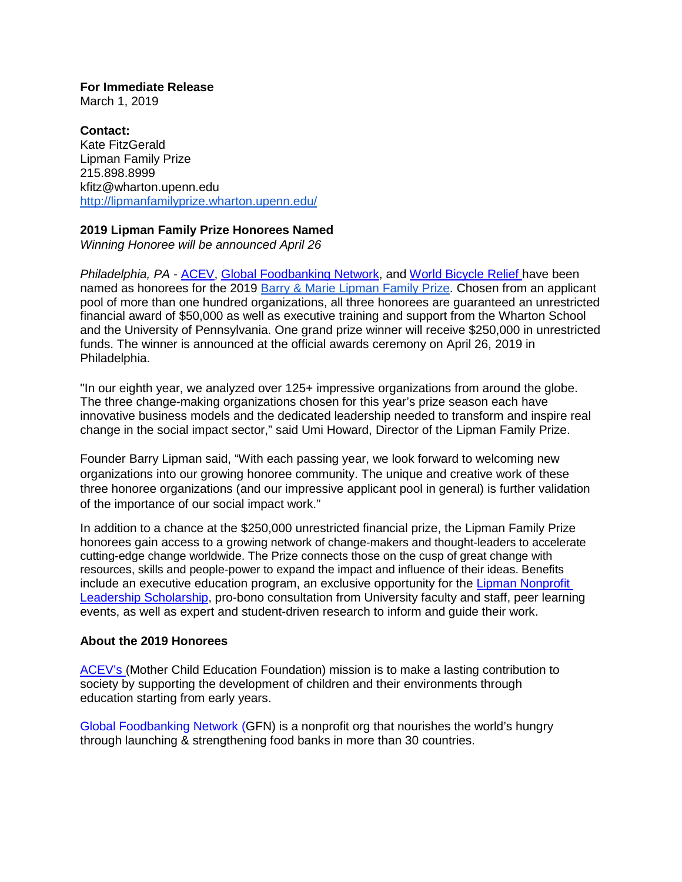**For Immediate Release**
March 1, 2019

**Contact:**
Kate FitzGerald
Lipman Family Prize
215.898.8999
kfitz@wharton.upenn.edu
http://lipmanfamilyprize.wharton.upenn.edu/

**2019 Lipman Family Prize Honorees Named**
*Winning Honoree will be announced April 26*

*Philadelphia, PA* - ACEV, Global Foodbanking Network, and World Bicycle Relief have been named as honorees for the 2019 Barry & Marie Lipman Family Prize. Chosen from an applicant pool of more than one hundred organizations, all three honorees are guaranteed an unrestricted financial award of $50,000 as well as executive training and support from the Wharton School and the University of Pennsylvania. One grand prize winner will receive $250,000 in unrestricted funds. The winner is announced at the official awards ceremony on April 26, 2019 in Philadelphia.

"In our eighth year, we analyzed over 125+ impressive organizations from around the globe. The three change-making organizations chosen for this year's prize season each have innovative business models and the dedicated leadership needed to transform and inspire real change in the social impact sector," said Umi Howard, Director of the Lipman Family Prize.

Founder Barry Lipman said, "With each passing year, we look forward to welcoming new organizations into our growing honoree community. The unique and creative work of these three honoree organizations (and our impressive applicant pool in general) is further validation of the importance of our social impact work."

In addition to a chance at the $250,000 unrestricted financial prize, the Lipman Family Prize honorees gain access to a growing network of change-makers and thought-leaders to accelerate cutting-edge change worldwide. The Prize connects those on the cusp of great change with resources, skills and people-power to expand the impact and influence of their ideas. Benefits include an executive education program, an exclusive opportunity for the Lipman Nonprofit Leadership Scholarship, pro-bono consultation from University faculty and staff, peer learning events, as well as expert and student-driven research to inform and guide their work.

**About the 2019 Honorees**

ACEV's (Mother Child Education Foundation) mission is to make a lasting contribution to society by supporting the development of children and their environments through education starting from early years.

Global Foodbanking Network (GFN) is a nonprofit org that nourishes the world's hungry through launching & strengthening food banks in more than 30 countries.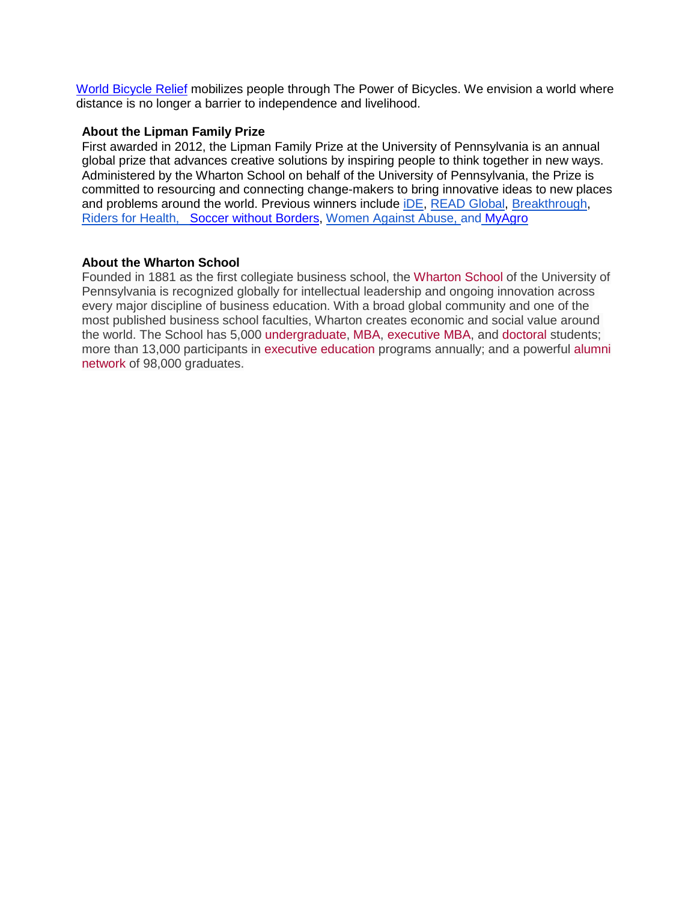World Bicycle Relief mobilizes people through The Power of Bicycles. We envision a world where distance is no longer a barrier to independence and livelihood.

**About the Lipman Family Prize**

First awarded in 2012, the Lipman Family Prize at the University of Pennsylvania is an annual global prize that advances creative solutions by inspiring people to think together in new ways. Administered by the Wharton School on behalf of the University of Pennsylvania, the Prize is committed to resourcing and connecting change-makers to bring innovative ideas to new places and problems around the world. Previous winners include iDE, READ Global, Breakthrough, Riders for Health, Soccer without Borders, Women Against Abuse, and MyAgro

**About the Wharton School**

Founded in 1881 as the first collegiate business school, the Wharton School of the University of Pennsylvania is recognized globally for intellectual leadership and ongoing innovation across every major discipline of business education. With a broad global community and one of the most published business school faculties, Wharton creates economic and social value around the world. The School has 5,000 undergraduate, MBA, executive MBA, and doctoral students; more than 13,000 participants in executive education programs annually; and a powerful alumni network of 98,000 graduates.